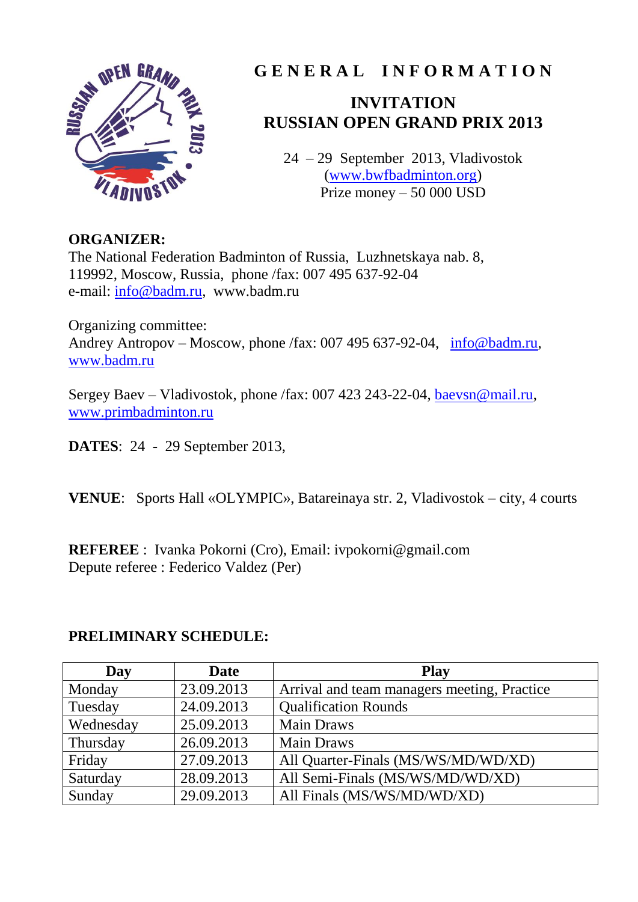# GENERAL INFORMATION

## INVITATION
## RUSSIAN OPEN GRAND PRIX 2013

24 – 29 September 2013, Vladivostok
(www.bwfbadminton.org)
Prize money – 50 000 USD

**ORGANIZER:**
The National Federation Badminton of Russia, Luzhnetskaya nab. 8, 119992, Moscow, Russia, phone /fax: 007 495 637-92-04
e-mail: info@badm.ru, www.badm.ru

Organizing committee:
Andrey Antropov – Moscow, phone /fax: 007 495 637-92-04, info@badm.ru, www.badm.ru

Sergey Baev – Vladivostok, phone /fax: 007 423 243-22-04, baevsn@mail.ru, www.primbadminton.ru

**DATES**: 24 - 29 September 2013,

**VENUE**: Sports Hall «OLYMPIC», Batareinaya str. 2, Vladivostok – city, 4 courts

**REFEREE** : Ivanka Pokorni (Cro), Email: ivpokorni@gmail.com
Depute referee : Federico Valdez (Per)

**PRELIMINARY SCHEDULE:**

| Day | Date | Play |
|---|---|---|
| Monday | 23.09.2013 | Arrival and team managers meeting, Practice |
| Tuesday | 24.09.2013 | Qualification Rounds |
| Wednesday | 25.09.2013 | Main Draws |
| Thursday | 26.09.2013 | Main Draws |
| Friday | 27.09.2013 | All Quarter-Finals (MS/WS/MD/WD/XD) |
| Saturday | 28.09.2013 | All Semi-Finals (MS/WS/MD/WD/XD) |
| Sunday | 29.09.2013 | All Finals (MS/WS/MD/WD/XD) |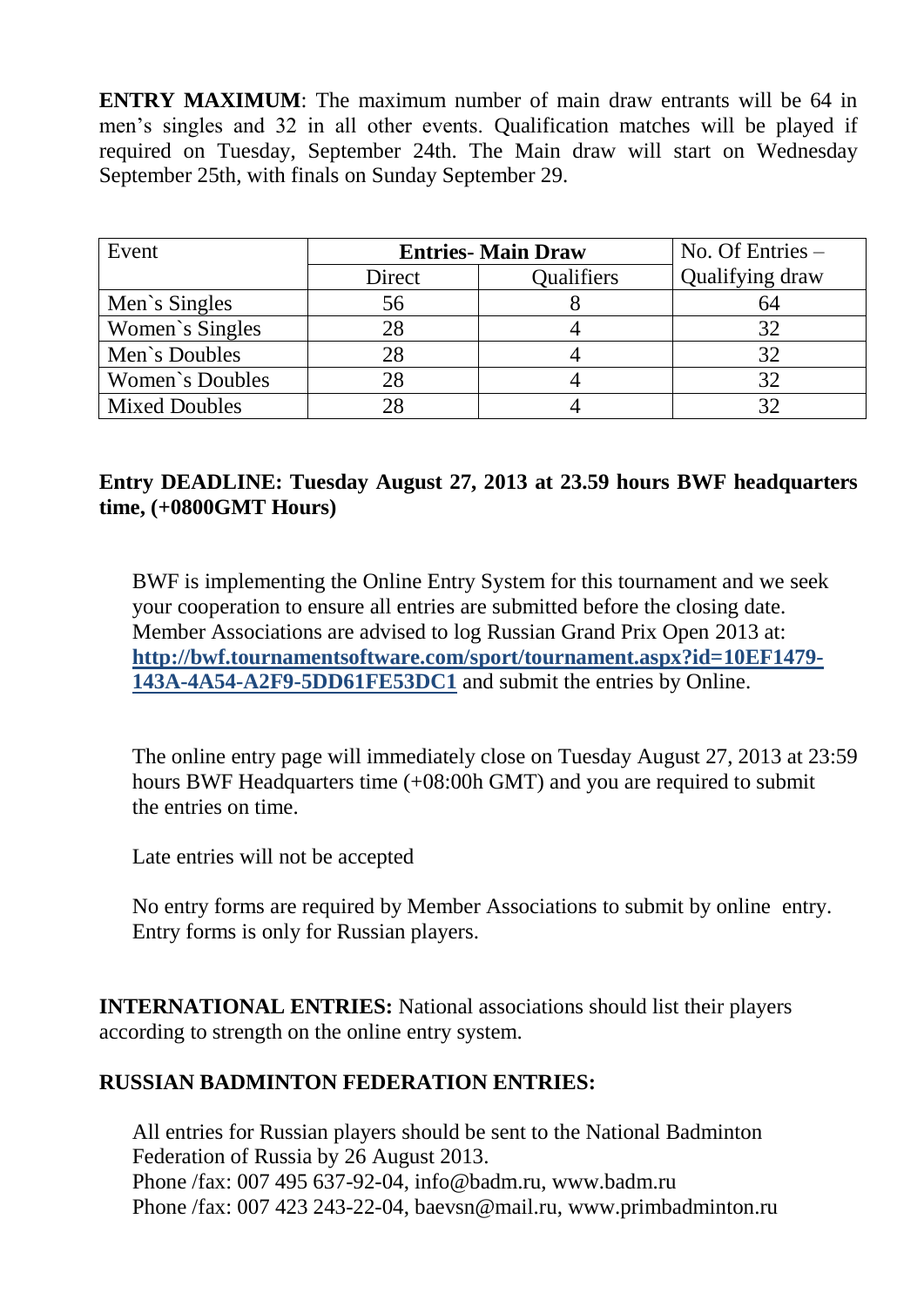**ENTRY MAXIMUM**: The maximum number of main draw entrants will be 64 in men's singles and 32 in all other events. Qualification matches will be played if required on Tuesday, September 24th. The Main draw will start on Wednesday September 25th, with finals on Sunday September 29.

| Event | Entries- Main Draw | | No. Of Entries – Qualifying draw |
|---|---|---|---|
| | Direct | Qualifiers | |
| Men`s Singles | 56 | 8 | 64 |
| Women`s Singles | 28 | 4 | 32 |
| Men`s Doubles | 28 | 4 | 32 |
| Women`s Doubles | 28 | 4 | 32 |
| Mixed Doubles | 28 | 4 | 32 |

**Entry DEADLINE: Tuesday August 27, 2013 at 23.59 hours BWF headquarters time, (+0800GMT Hours)**

BWF is implementing the Online Entry System for this tournament and we seek your cooperation to ensure all entries are submitted before the closing date. Member Associations are advised to log Russian Grand Prix Open 2013 at: **http://bwf.tournamentsoftware.com/sport/tournament.aspx?id=10EF1479-143A-4A54-A2F9-5DD61FE53DC1** and submit the entries by Online.

The online entry page will immediately close on Tuesday August 27, 2013 at 23:59 hours BWF Headquarters time (+08:00h GMT) and you are required to submit the entries on time.

Late entries will not be accepted

No entry forms are required by Member Associations to submit by online entry. Entry forms is only for Russian players.

**INTERNATIONAL ENTRIES:** National associations should list their players according to strength on the online entry system.

**RUSSIAN BADMINTON FEDERATION ENTRIES:**

All entries for Russian players should be sent to the National Badminton Federation of Russia by 26 August 2013.
Phone /fax: 007 495 637-92-04, info@badm.ru, www.badm.ru
Phone /fax: 007 423 243-22-04, baevsn@mail.ru, www.primbadminton.ru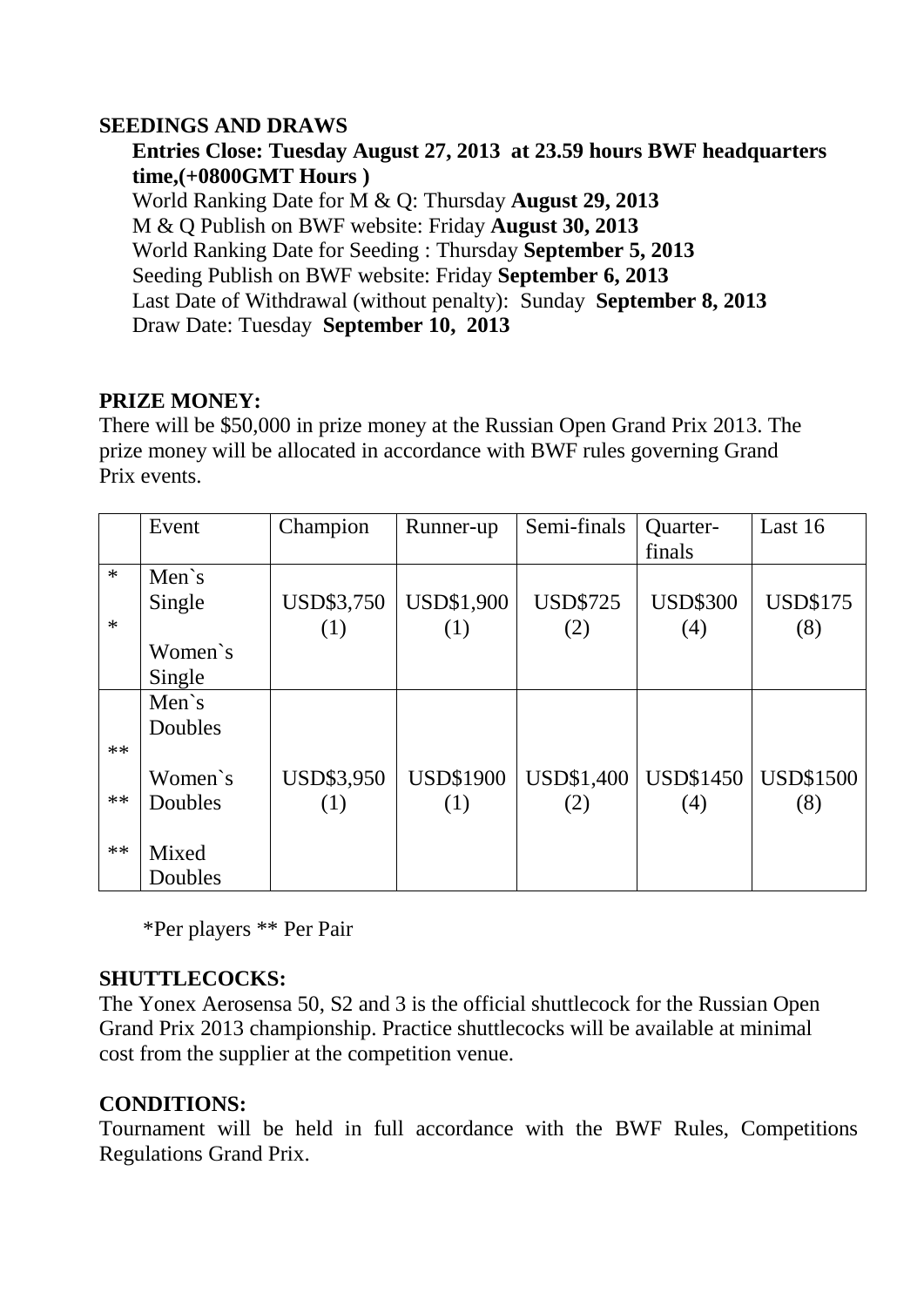**SEEDINGS AND DRAWS**

**Entries Close: Tuesday August 27, 2013 at 23.59 hours BWF headquarters time,(+0800GMT Hours )**

World Ranking Date for M & Q: Thursday **August 29, 2013**
M & Q Publish on BWF website: Friday **August 30, 2013**
World Ranking Date for Seeding : Thursday **September 5, 2013**
Seeding Publish on BWF website: Friday **September 6, 2013**
Last Date of Withdrawal (without penalty): Sunday **September 8, 2013**
Draw Date: Tuesday **September 10, 2013**

**PRIZE MONEY:**

There will be $50,000 in prize money at the Russian Open Grand Prix 2013. The prize money will be allocated in accordance with BWF rules governing Grand Prix events.

| | Event | Champion | Runner-up | Semi-finals | Quarter-finals | Last 16 |
|---|---|---|---|---|---|---|
| * * | Men`s Single Women`s Single | USD$3,750 (1) | USD$1,900 (1) | USD$725 (2) | USD$300 (4) | USD$175 (8) |
| ** ** ** | Men`s Doubles Women`s Doubles Mixed Doubles | USD$3,950 (1) | USD$1900 (1) | USD$1,400 (2) | USD$1450 (4) | USD$1500 (8) |

*Per players ** Per Pair

**SHUTTLECOCKS:**

The Yonex Aerosensa 50, S2 and 3 is the official shuttlecock for the Russian Open Grand Prix 2013 championship. Practice shuttlecocks will be available at minimal cost from the supplier at the competition venue.

**CONDITIONS:**

Tournament will be held in full accordance with the BWF Rules, Competitions Regulations Grand Prix.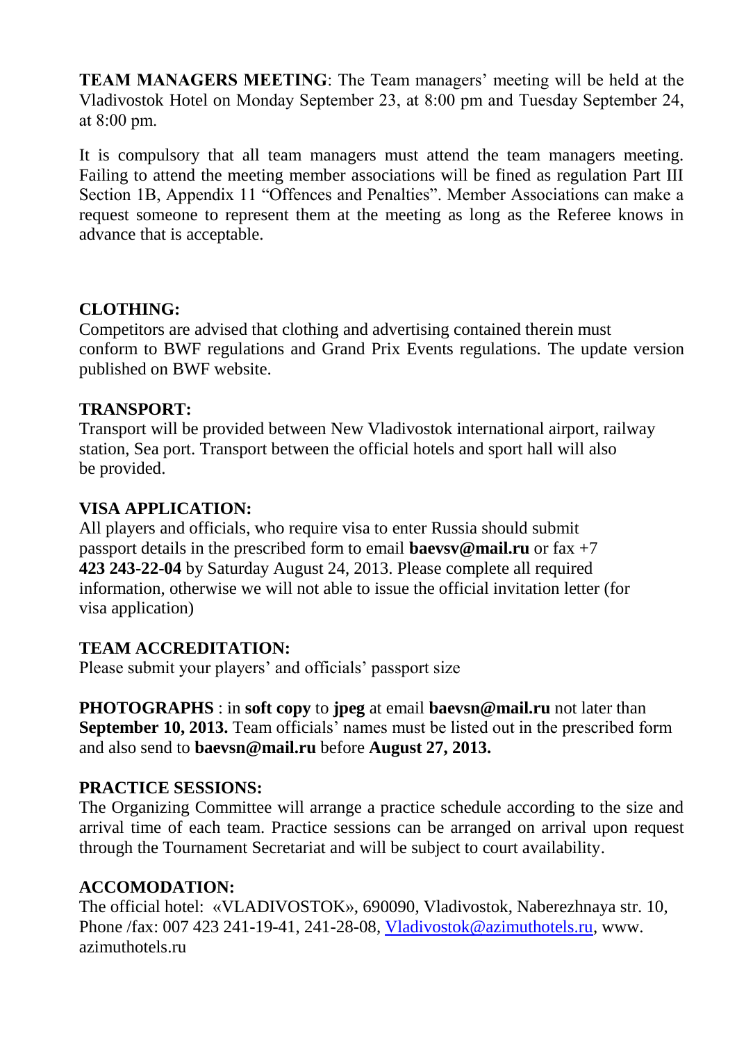**TEAM MANAGERS MEETING**: The Team managers' meeting will be held at the Vladivostok Hotel on Monday September 23, at 8:00 pm and Tuesday September 24, at 8:00 pm.

It is compulsory that all team managers must attend the team managers meeting. Failing to attend the meeting member associations will be fined as regulation Part III Section 1B, Appendix 11 "Offences and Penalties". Member Associations can make a request someone to represent them at the meeting as long as the Referee knows in advance that is acceptable.

**CLOTHING:**
Competitors are advised that clothing and advertising contained therein must conform to BWF regulations and Grand Prix Events regulations. The update version published on BWF website.

**TRANSPORT:**
Transport will be provided between New Vladivostok international airport, railway station, Sea port. Transport between the official hotels and sport hall will also be provided.

**VISA APPLICATION:**
All players and officials, who require visa to enter Russia should submit passport details in the prescribed form to email **baevsv@mail.ru** or fax +7 **423 243-22-04** by Saturday August 24, 2013. Please complete all required information, otherwise we will not able to issue the official invitation letter (for visa application)

**TEAM ACCREDITATION:**
Please submit your players' and officials' passport size

**PHOTOGRAPHS** : in **soft copy** to **jpeg** at email **baevsn@mail.ru** not later than **September 10, 2013.** Team officials' names must be listed out in the prescribed form and also send to **baevsn@mail.ru** before **August 27, 2013.**

**PRACTICE SESSIONS:**
The Organizing Committee will arrange a practice schedule according to the size and arrival time of each team. Practice sessions can be arranged on arrival upon request through the Tournament Secretariat and will be subject to court availability.

**ACCOMODATION:**
The official hotel: «VLADIVOSTOK», 690090, Vladivostok, Naberezhnaya str. 10, Phone /fax: 007 423 241-19-41, 241-28-08, Vladivostok@azimuthotels.ru, www. azimuthotels.ru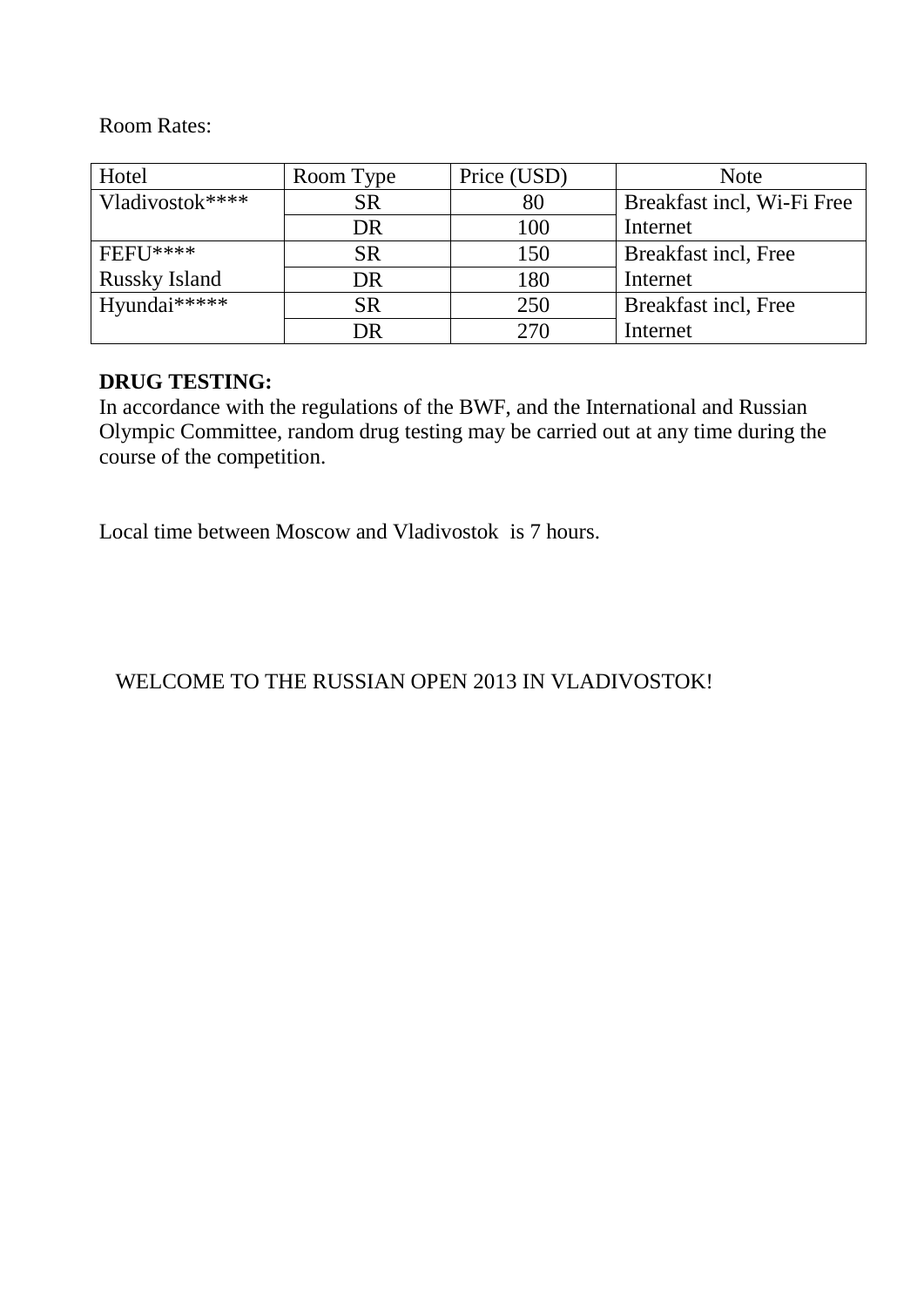Room Rates:

| Hotel | Room Type | Price (USD) | Note |
| --- | --- | --- | --- |
| Vladivostok**** | SR | 80 | Breakfast incl, Wi-Fi Free Internet |
| | DR | 100 | |
| FEFU**** Russky Island | SR | 150 | Breakfast incl, Free Internet |
| | DR | 180 | |
| Hyundai***** | SR | 250 | Breakfast incl, Free Internet |
| | DR | 270 | |

**DRUG TESTING:**
In accordance with the regulations of the BWF, and the International and Russian Olympic Committee, random drug testing may be carried out at any time during the course of the competition.

Local time between Moscow and Vladivostok is 7 hours.

WELCOME TO THE RUSSIAN OPEN 2013 IN VLADIVOSTOK!